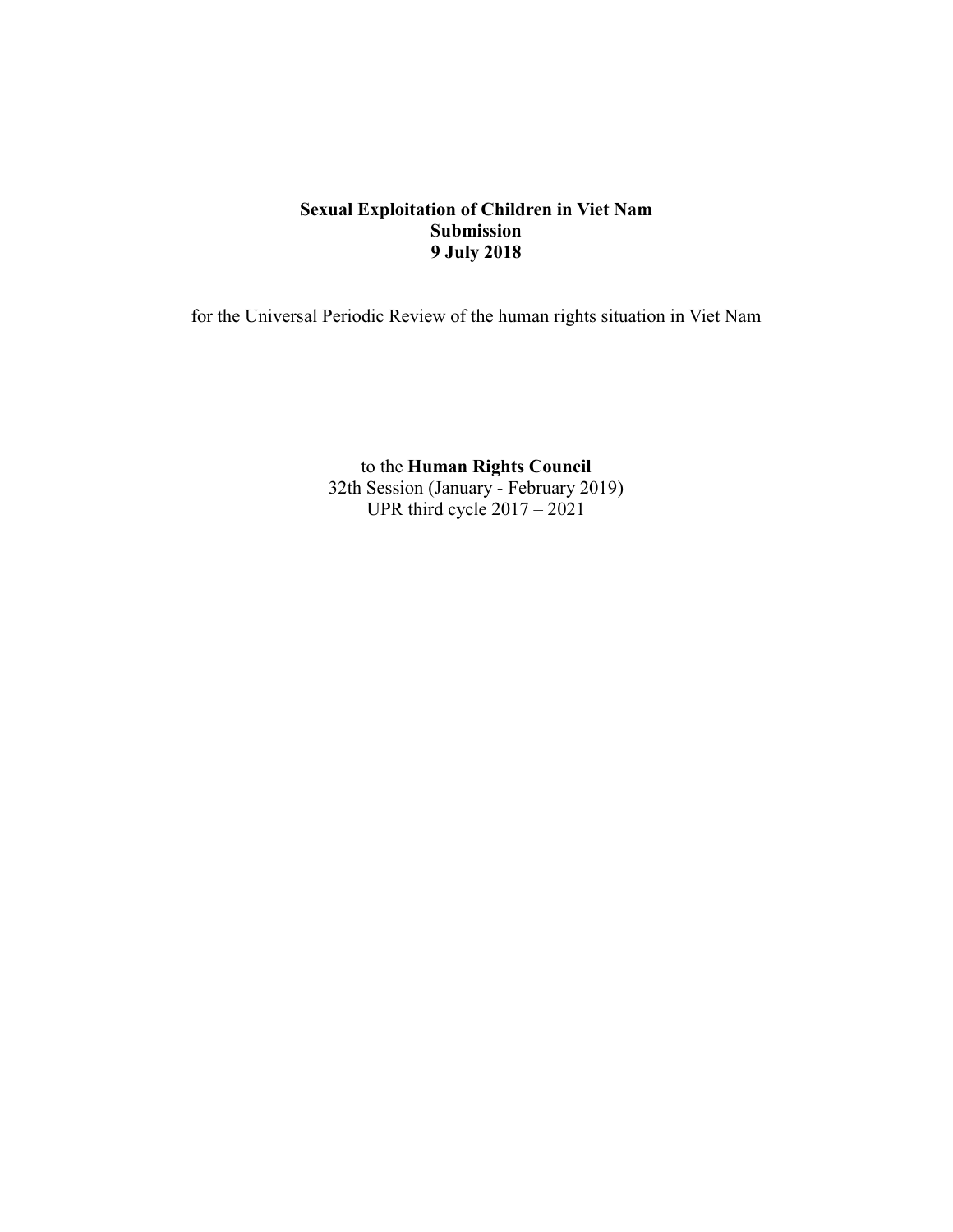**Sexual Exploitation of Children in Viet Nam**
**Submission**
**9 July 2018**

for the Universal Periodic Review of the human rights situation in Viet Nam

to the **Human Rights Council**
32th Session (January - February 2019)
UPR third cycle 2017 – 2021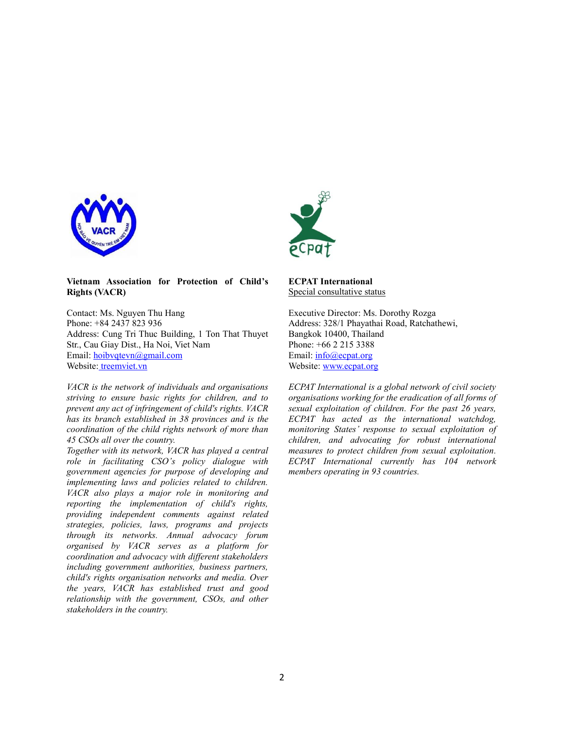**Vietnam Association for Protection of Child's Rights (VACR)**

Contact: Ms. Nguyen Thu Hang
Phone: +84 2437 823 936
Address: Cung Tri Thuc Building, 1 Ton That Thuyet Str., Cau Giay Dist., Ha Noi, Viet Nam
Email: hoibvqtevn@gmail.com
Website: treemviet.vn

*VACR is the network of individuals and organisations striving to ensure basic rights for children, and to prevent any act of infringement of child's rights. VACR has its branch established in 38 provinces and is the coordination of the child rights network of more than 45 CSOs all over the country.*

*Together with its network, VACR has played a central role in facilitating CSO's policy dialogue with government agencies for purpose of developing and implementing laws and policies related to children. VACR also plays a major role in monitoring and reporting the implementation of child's rights, providing independent comments against related strategies, policies, laws, programs and projects through its networks. Annual advocacy forum organised by VACR serves as a platform for coordination and advocacy with different stakeholders including government authorities, business partners, child's rights organisation networks and media. Over the years, VACR has established trust and good relationship with the government, CSOs, and other stakeholders in the country.*

**ECPAT International**
Special consultative status

Executive Director: Ms. Dorothy Rozga
Address: 328/1 Phayathai Road, Ratchathewi, Bangkok 10400, Thailand
Phone: +66 2 215 3388
Email: info@ecpat.org
Website: www.ecpat.org

*ECPAT International is a global network of civil society organisations working for the eradication of all forms of sexual exploitation of children. For the past 26 years, ECPAT has acted as the international watchdog, monitoring States' response to sexual exploitation of children, and advocating for robust international measures to protect children from sexual exploitation. ECPAT International currently has 104 network members operating in 93 countries.*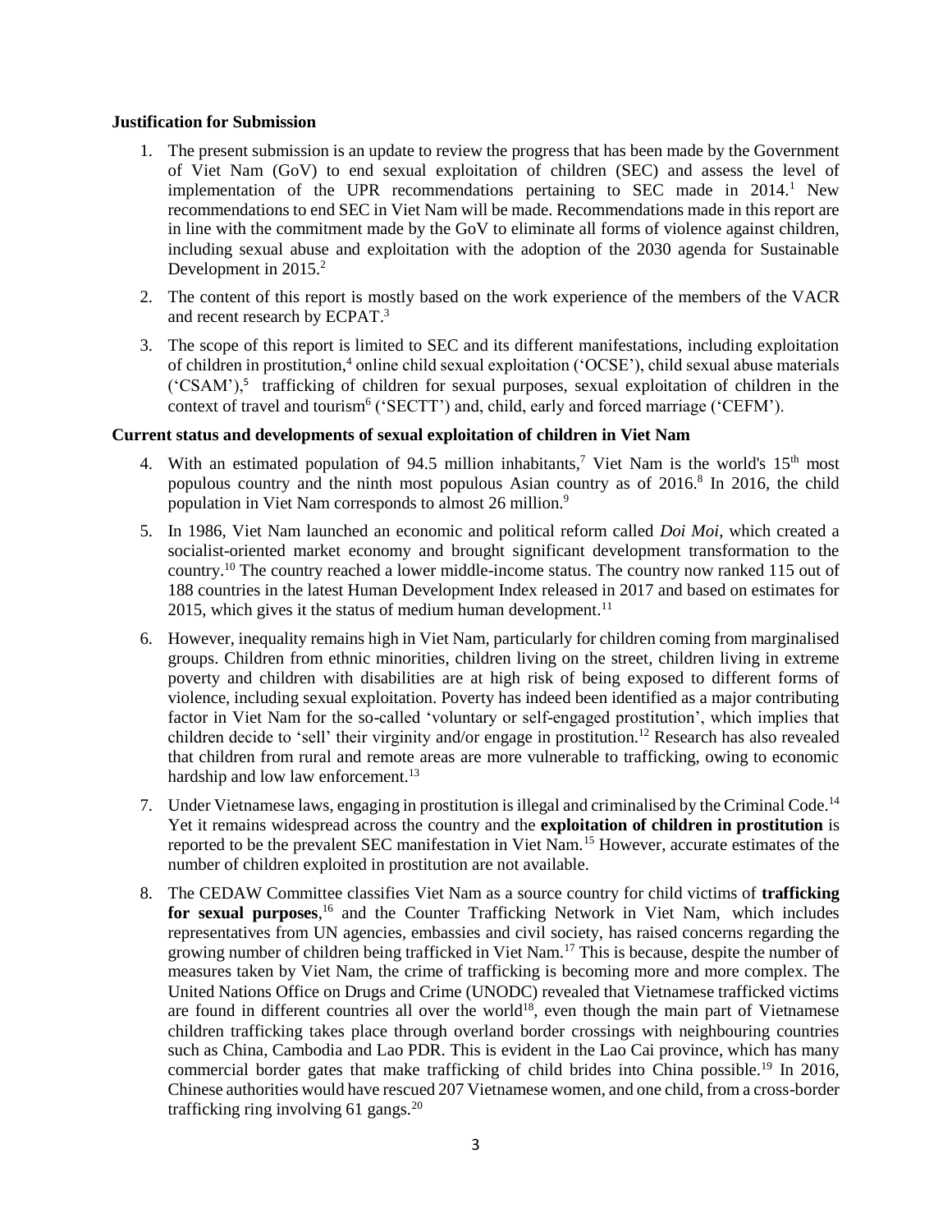**Justification for Submission**

1. The present submission is an update to review the progress that has been made by the Government of Viet Nam (GoV) to end sexual exploitation of children (SEC) and assess the level of implementation of the UPR recommendations pertaining to SEC made in 2014.[1] New recommendations to end SEC in Viet Nam will be made. Recommendations made in this report are in line with the commitment made by the GoV to eliminate all forms of violence against children, including sexual abuse and exploitation with the adoption of the 2030 agenda for Sustainable Development in 2015.[2]

2. The content of this report is mostly based on the work experience of the members of the VACR and recent research by ECPAT.[3]

3. The scope of this report is limited to SEC and its different manifestations, including exploitation of children in prostitution,[4] online child sexual exploitation ('OCSE'), child sexual abuse materials ('CSAM'),[5] trafficking of children for sexual purposes, sexual exploitation of children in the context of travel and tourism[6] ('SECTT') and, child, early and forced marriage ('CEFM').

**Current status and developments of sexual exploitation of children in Viet Nam**

4. With an estimated population of 94.5 million inhabitants,[7] Viet Nam is the world's 15th most populous country and the ninth most populous Asian country as of 2016.[8] In 2016, the child population in Viet Nam corresponds to almost 26 million.[9]

5. In 1986, Viet Nam launched an economic and political reform called *Doi Moi*, which created a socialist-oriented market economy and brought significant development transformation to the country.[10] The country reached a lower middle-income status. The country now ranked 115 out of 188 countries in the latest Human Development Index released in 2017 and based on estimates for 2015, which gives it the status of medium human development.[11]

6. However, inequality remains high in Viet Nam, particularly for children coming from marginalised groups. Children from ethnic minorities, children living on the street, children living in extreme poverty and children with disabilities are at high risk of being exposed to different forms of violence, including sexual exploitation. Poverty has indeed been identified as a major contributing factor in Viet Nam for the so-called 'voluntary or self-engaged prostitution', which implies that children decide to 'sell' their virginity and/or engage in prostitution.[12] Research has also revealed that children from rural and remote areas are more vulnerable to trafficking, owing to economic hardship and low law enforcement.[13]

7. Under Vietnamese laws, engaging in prostitution is illegal and criminalised by the Criminal Code.[14] Yet it remains widespread across the country and the **exploitation of children in prostitution** is reported to be the prevalent SEC manifestation in Viet Nam.[15] However, accurate estimates of the number of children exploited in prostitution are not available.

8. The CEDAW Committee classifies Viet Nam as a source country for child victims of **trafficking for sexual purposes**,[16] and the Counter Trafficking Network in Viet Nam, which includes representatives from UN agencies, embassies and civil society, has raised concerns regarding the growing number of children being trafficked in Viet Nam.[17] This is because, despite the number of measures taken by Viet Nam, the crime of trafficking is becoming more and more complex. The United Nations Office on Drugs and Crime (UNODC) revealed that Vietnamese trafficked victims are found in different countries all over the world[18], even though the main part of Vietnamese children trafficking takes place through overland border crossings with neighbouring countries such as China, Cambodia and Lao PDR. This is evident in the Lao Cai province, which has many commercial border gates that make trafficking of child brides into China possible.[19] In 2016, Chinese authorities would have rescued 207 Vietnamese women, and one child, from a cross-border trafficking ring involving 61 gangs.[20]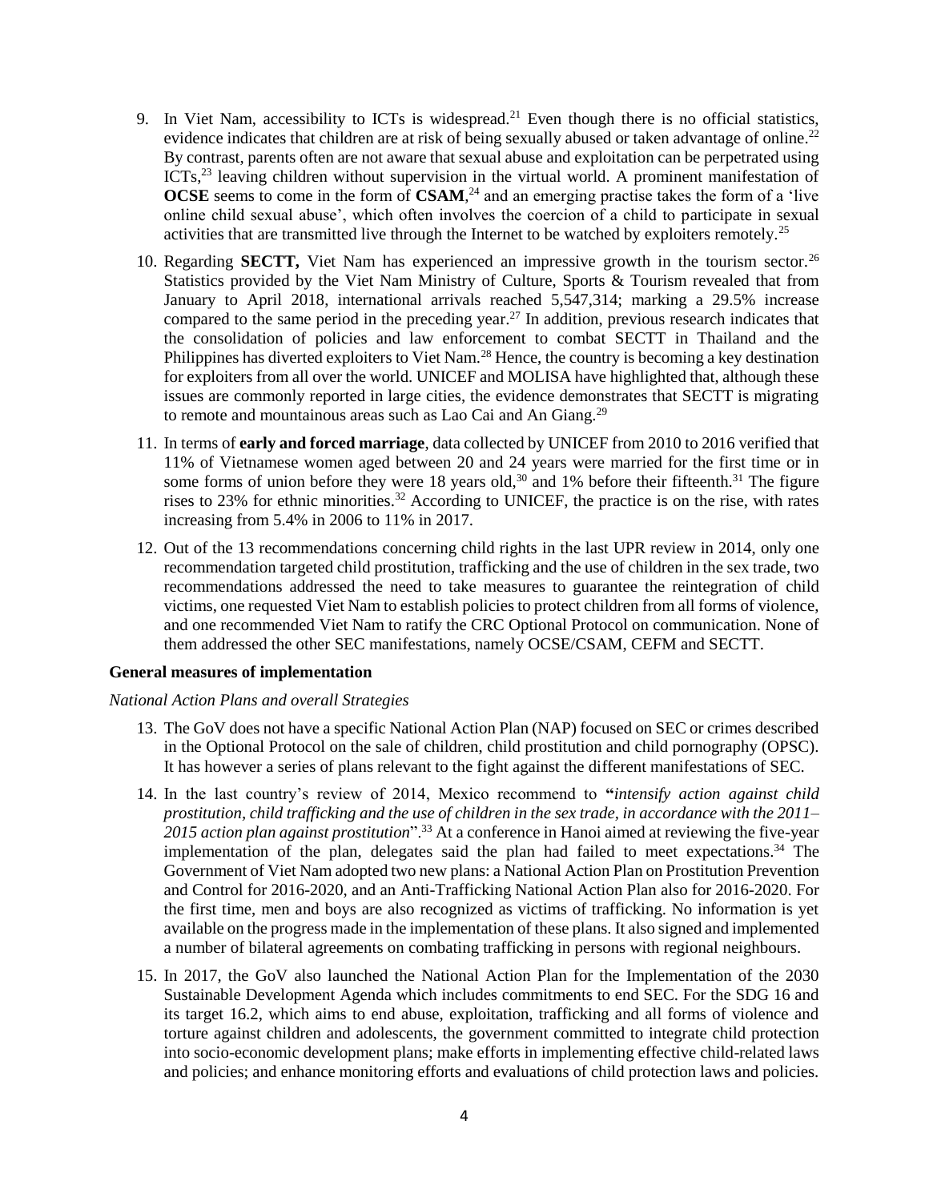9. In Viet Nam, accessibility to ICTs is widespread.[21] Even though there is no official statistics, evidence indicates that children are at risk of being sexually abused or taken advantage of online.[22] By contrast, parents often are not aware that sexual abuse and exploitation can be perpetrated using ICTs,[23] leaving children without supervision in the virtual world. A prominent manifestation of **OCSE** seems to come in the form of **CSAM**,[24] and an emerging practise takes the form of a 'live online child sexual abuse', which often involves the coercion of a child to participate in sexual activities that are transmitted live through the Internet to be watched by exploiters remotely.[25]

10. Regarding **SECTT,** Viet Nam has experienced an impressive growth in the tourism sector.[26] Statistics provided by the Viet Nam Ministry of Culture, Sports & Tourism revealed that from January to April 2018, international arrivals reached 5,547,314; marking a 29.5% increase compared to the same period in the preceding year.[27] In addition, previous research indicates that the consolidation of policies and law enforcement to combat SECTT in Thailand and the Philippines has diverted exploiters to Viet Nam.[28] Hence, the country is becoming a key destination for exploiters from all over the world. UNICEF and MOLISA have highlighted that, although these issues are commonly reported in large cities, the evidence demonstrates that SECTT is migrating to remote and mountainous areas such as Lao Cai and An Giang.[29]

11. In terms of **early and forced marriage**, data collected by UNICEF from 2010 to 2016 verified that 11% of Vietnamese women aged between 20 and 24 years were married for the first time or in some forms of union before they were 18 years old,[30] and 1% before their fifteenth.[31] The figure rises to 23% for ethnic minorities.[32] According to UNICEF, the practice is on the rise, with rates increasing from 5.4% in 2006 to 11% in 2017.

12. Out of the 13 recommendations concerning child rights in the last UPR review in 2014, only one recommendation targeted child prostitution, trafficking and the use of children in the sex trade, two recommendations addressed the need to take measures to guarantee the reintegration of child victims, one requested Viet Nam to establish policies to protect children from all forms of violence, and one recommended Viet Nam to ratify the CRC Optional Protocol on communication. None of them addressed the other SEC manifestations, namely OCSE/CSAM, CEFM and SECTT.

**General measures of implementation**

*National Action Plans and overall Strategies*

13. The GoV does not have a specific National Action Plan (NAP) focused on SEC or crimes described in the Optional Protocol on the sale of children, child prostitution and child pornography (OPSC). It has however a series of plans relevant to the fight against the different manifestations of SEC.

14. In the last country's review of 2014, Mexico recommend to "*intensify action against child prostitution, child trafficking and the use of children in the sex trade, in accordance with the 2011–2015 action plan against prostitution*".[33] At a conference in Hanoi aimed at reviewing the five-year implementation of the plan, delegates said the plan had failed to meet expectations.[34] The Government of Viet Nam adopted two new plans: a National Action Plan on Prostitution Prevention and Control for 2016-2020, and an Anti-Trafficking National Action Plan also for 2016-2020. For the first time, men and boys are also recognized as victims of trafficking. No information is yet available on the progress made in the implementation of these plans. It also signed and implemented a number of bilateral agreements on combating trafficking in persons with regional neighbours.

15. In 2017, the GoV also launched the National Action Plan for the Implementation of the 2030 Sustainable Development Agenda which includes commitments to end SEC. For the SDG 16 and its target 16.2, which aims to end abuse, exploitation, trafficking and all forms of violence and torture against children and adolescents, the government committed to integrate child protection into socio-economic development plans; make efforts in implementing effective child-related laws and policies; and enhance monitoring efforts and evaluations of child protection laws and policies.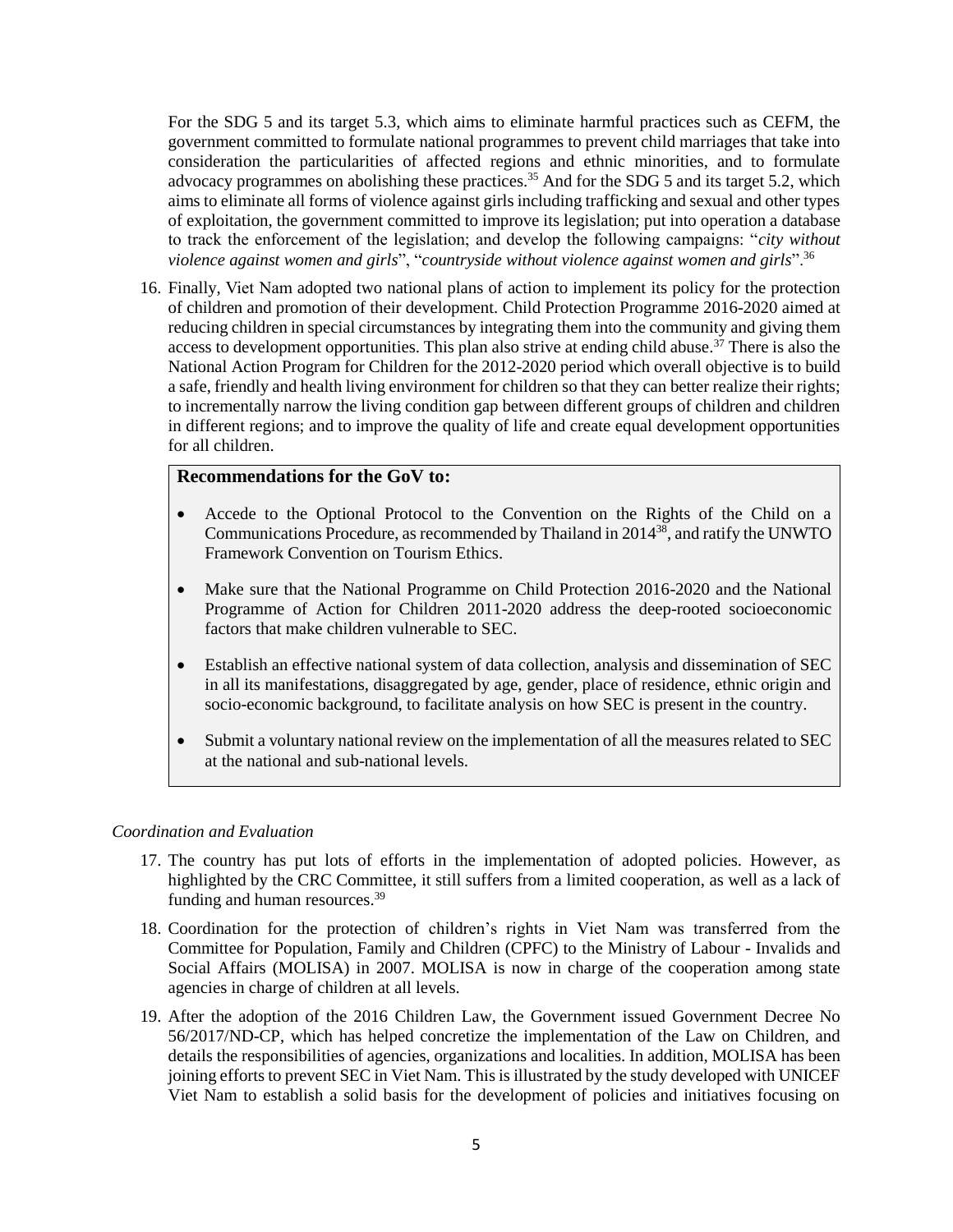For the SDG 5 and its target 5.3, which aims to eliminate harmful practices such as CEFM, the government committed to formulate national programmes to prevent child marriages that take into consideration the particularities of affected regions and ethnic minorities, and to formulate advocacy programmes on abolishing these practices.[35] And for the SDG 5 and its target 5.2, which aims to eliminate all forms of violence against girls including trafficking and sexual and other types of exploitation, the government committed to improve its legislation; put into operation a database to track the enforcement of the legislation; and develop the following campaigns: "*city without violence against women and girls*", "*countryside without violence against women and girls*".[36]

16. Finally, Viet Nam adopted two national plans of action to implement its policy for the protection of children and promotion of their development. Child Protection Programme 2016-2020 aimed at reducing children in special circumstances by integrating them into the community and giving them access to development opportunities. This plan also strive at ending child abuse.[37] There is also the National Action Program for Children for the 2012-2020 period which overall objective is to build a safe, friendly and health living environment for children so that they can better realize their rights; to incrementally narrow the living condition gap between different groups of children and children in different regions; and to improve the quality of life and create equal development opportunities for all children.

**Recommendations for the GoV to:**

- Accede to the Optional Protocol to the Convention on the Rights of the Child on a Communications Procedure, as recommended by Thailand in 2014[38], and ratify the UNWTO Framework Convention on Tourism Ethics.
- Make sure that the National Programme on Child Protection 2016-2020 and the National Programme of Action for Children 2011-2020 address the deep-rooted socioeconomic factors that make children vulnerable to SEC.
- Establish an effective national system of data collection, analysis and dissemination of SEC in all its manifestations, disaggregated by age, gender, place of residence, ethnic origin and socio-economic background, to facilitate analysis on how SEC is present in the country.
- Submit a voluntary national review on the implementation of all the measures related to SEC at the national and sub-national levels.

*Coordination and Evaluation*

17. The country has put lots of efforts in the implementation of adopted policies. However, as highlighted by the CRC Committee, it still suffers from a limited cooperation, as well as a lack of funding and human resources.[39]

18. Coordination for the protection of children's rights in Viet Nam was transferred from the Committee for Population, Family and Children (CPFC) to the Ministry of Labour - Invalids and Social Affairs (MOLISA) in 2007. MOLISA is now in charge of the cooperation among state agencies in charge of children at all levels.

19. After the adoption of the 2016 Children Law, the Government issued Government Decree No 56/2017/ND-CP, which has helped concretize the implementation of the Law on Children, and details the responsibilities of agencies, organizations and localities. In addition, MOLISA has been joining efforts to prevent SEC in Viet Nam. This is illustrated by the study developed with UNICEF Viet Nam to establish a solid basis for the development of policies and initiatives focusing on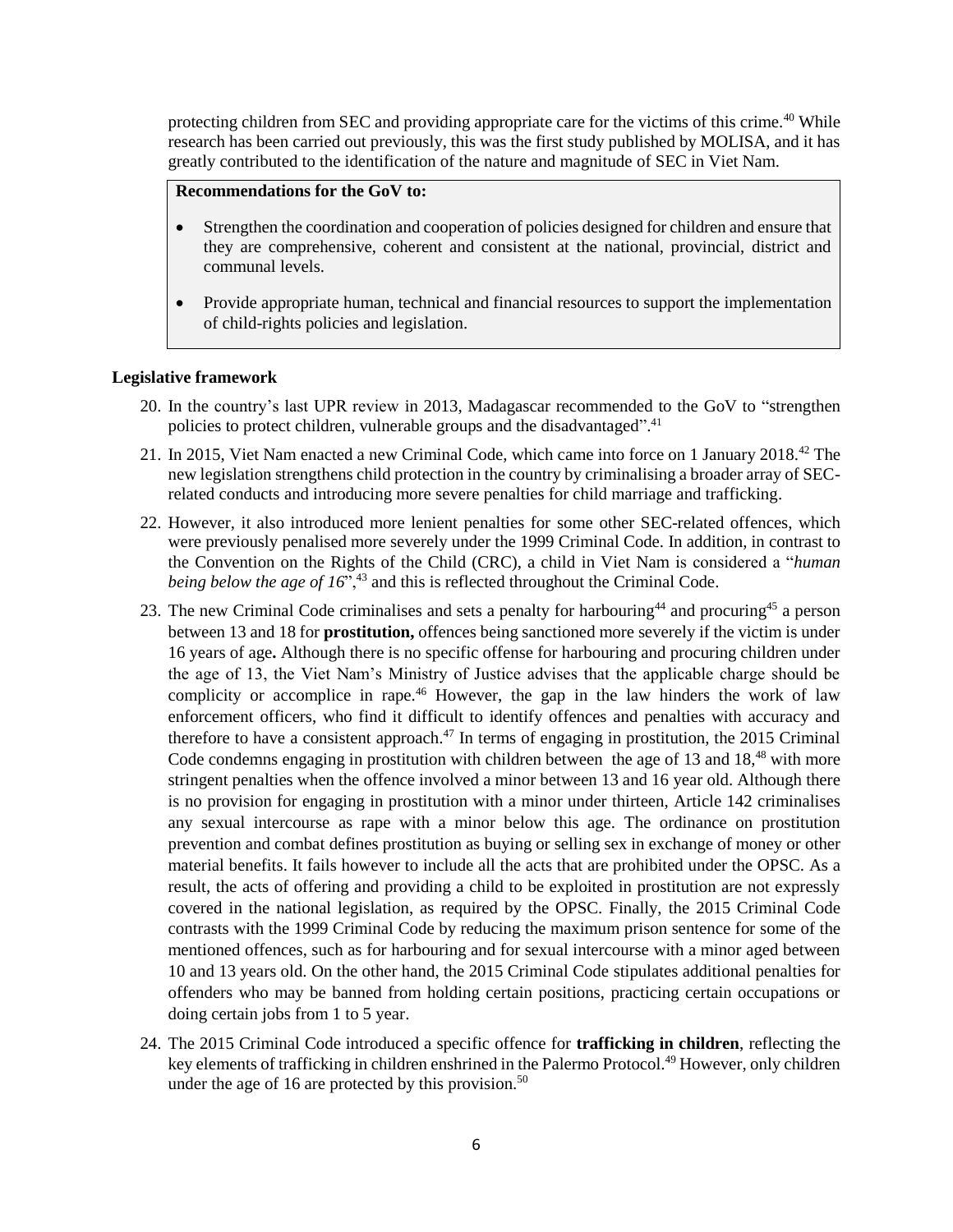protecting children from SEC and providing appropriate care for the victims of this crime.[40] While research has been carried out previously, this was the first study published by MOLISA, and it has greatly contributed to the identification of the nature and magnitude of SEC in Viet Nam.

> **Recommendations for the GoV to:**
>
> - Strengthen the coordination and cooperation of policies designed for children and ensure that they are comprehensive, coherent and consistent at the national, provincial, district and communal levels.
> - Provide appropriate human, technical and financial resources to support the implementation of child-rights policies and legislation.

**Legislative framework**

20. In the country's last UPR review in 2013, Madagascar recommended to the GoV to "strengthen policies to protect children, vulnerable groups and the disadvantaged".[41]

21. In 2015, Viet Nam enacted a new Criminal Code, which came into force on 1 January 2018.[42] The new legislation strengthens child protection in the country by criminalising a broader array of SEC-related conducts and introducing more severe penalties for child marriage and trafficking.

22. However, it also introduced more lenient penalties for some other SEC-related offences, which were previously penalised more severely under the 1999 Criminal Code. In addition, in contrast to the Convention on the Rights of the Child (CRC), a child in Viet Nam is considered a "*human being below the age of 16*",[43] and this is reflected throughout the Criminal Code.

23. The new Criminal Code criminalises and sets a penalty for harbouring[44] and procuring[45] a person between 13 and 18 for **prostitution,** offences being sanctioned more severely if the victim is under 16 years of age**.** Although there is no specific offense for harbouring and procuring children under the age of 13, the Viet Nam's Ministry of Justice advises that the applicable charge should be complicity or accomplice in rape.[46] However, the gap in the law hinders the work of law enforcement officers, who find it difficult to identify offences and penalties with accuracy and therefore to have a consistent approach.[47] In terms of engaging in prostitution, the 2015 Criminal Code condemns engaging in prostitution with children between the age of 13 and 18,[48] with more stringent penalties when the offence involved a minor between 13 and 16 year old. Although there is no provision for engaging in prostitution with a minor under thirteen, Article 142 criminalises any sexual intercourse as rape with a minor below this age. The ordinance on prostitution prevention and combat defines prostitution as buying or selling sex in exchange of money or other material benefits. It fails however to include all the acts that are prohibited under the OPSC. As a result, the acts of offering and providing a child to be exploited in prostitution are not expressly covered in the national legislation, as required by the OPSC. Finally, the 2015 Criminal Code contrasts with the 1999 Criminal Code by reducing the maximum prison sentence for some of the mentioned offences, such as for harbouring and for sexual intercourse with a minor aged between 10 and 13 years old. On the other hand, the 2015 Criminal Code stipulates additional penalties for offenders who may be banned from holding certain positions, practicing certain occupations or doing certain jobs from 1 to 5 year.

24. The 2015 Criminal Code introduced a specific offence for **trafficking in children**, reflecting the key elements of trafficking in children enshrined in the Palermo Protocol.[49] However, only children under the age of 16 are protected by this provision.[50]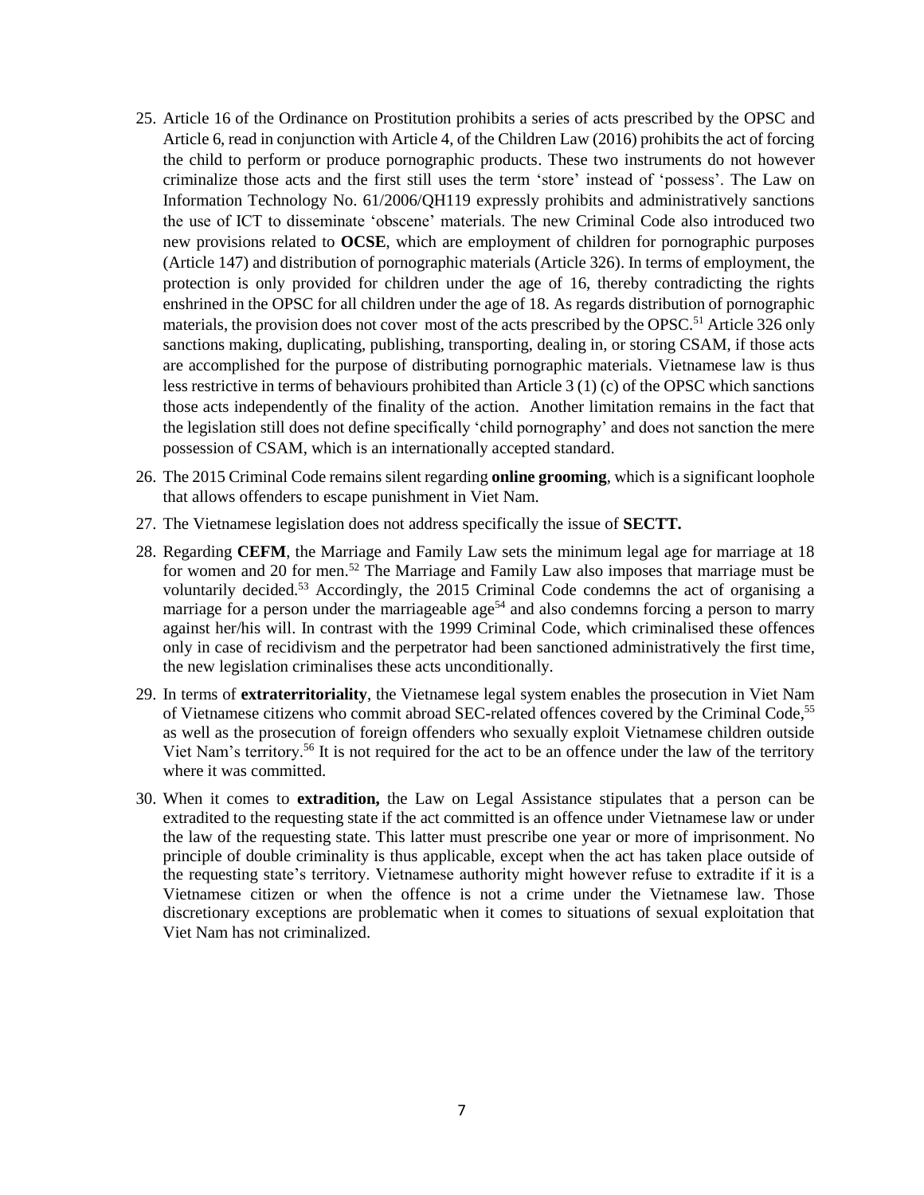25. Article 16 of the Ordinance on Prostitution prohibits a series of acts prescribed by the OPSC and Article 6, read in conjunction with Article 4, of the Children Law (2016) prohibits the act of forcing the child to perform or produce pornographic products. These two instruments do not however criminalize those acts and the first still uses the term 'store' instead of 'possess'. The Law on Information Technology No. 61/2006/QH119 expressly prohibits and administratively sanctions the use of ICT to disseminate 'obscene' materials. The new Criminal Code also introduced two new provisions related to **OCSE**, which are employment of children for pornographic purposes (Article 147) and distribution of pornographic materials (Article 326). In terms of employment, the protection is only provided for children under the age of 16, thereby contradicting the rights enshrined in the OPSC for all children under the age of 18. As regards distribution of pornographic materials, the provision does not cover most of the acts prescribed by the OPSC.[51] Article 326 only sanctions making, duplicating, publishing, transporting, dealing in, or storing CSAM, if those acts are accomplished for the purpose of distributing pornographic materials. Vietnamese law is thus less restrictive in terms of behaviours prohibited than Article 3 (1) (c) of the OPSC which sanctions those acts independently of the finality of the action. Another limitation remains in the fact that the legislation still does not define specifically 'child pornography' and does not sanction the mere possession of CSAM, which is an internationally accepted standard.

26. The 2015 Criminal Code remains silent regarding **online grooming**, which is a significant loophole that allows offenders to escape punishment in Viet Nam.

27. The Vietnamese legislation does not address specifically the issue of **SECTT.**

28. Regarding **CEFM**, the Marriage and Family Law sets the minimum legal age for marriage at 18 for women and 20 for men.[52] The Marriage and Family Law also imposes that marriage must be voluntarily decided.[53] Accordingly, the 2015 Criminal Code condemns the act of organising a marriage for a person under the marriageable age[54] and also condemns forcing a person to marry against her/his will. In contrast with the 1999 Criminal Code, which criminalised these offences only in case of recidivism and the perpetrator had been sanctioned administratively the first time, the new legislation criminalises these acts unconditionally.

29. In terms of **extraterritoriality**, the Vietnamese legal system enables the prosecution in Viet Nam of Vietnamese citizens who commit abroad SEC-related offences covered by the Criminal Code,[55] as well as the prosecution of foreign offenders who sexually exploit Vietnamese children outside Viet Nam's territory.[56] It is not required for the act to be an offence under the law of the territory where it was committed.

30. When it comes to **extradition,** the Law on Legal Assistance stipulates that a person can be extradited to the requesting state if the act committed is an offence under Vietnamese law or under the law of the requesting state. This latter must prescribe one year or more of imprisonment. No principle of double criminality is thus applicable, except when the act has taken place outside of the requesting state's territory. Vietnamese authority might however refuse to extradite if it is a Vietnamese citizen or when the offence is not a crime under the Vietnamese law. Those discretionary exceptions are problematic when it comes to situations of sexual exploitation that Viet Nam has not criminalized.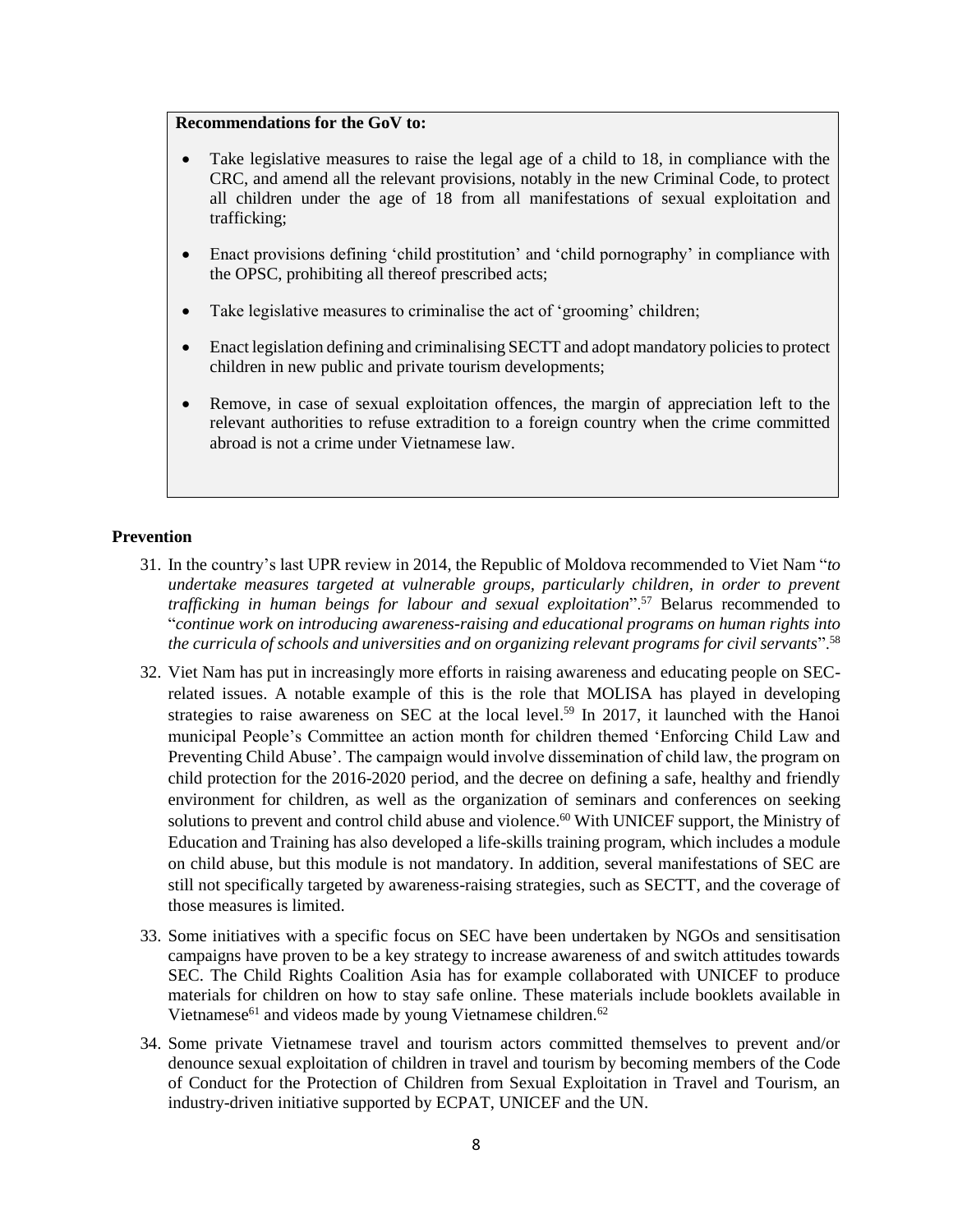**Recommendations for the GoV to:**

- Take legislative measures to raise the legal age of a child to 18, in compliance with the CRC, and amend all the relevant provisions, notably in the new Criminal Code, to protect all children under the age of 18 from all manifestations of sexual exploitation and trafficking;
- Enact provisions defining 'child prostitution' and 'child pornography' in compliance with the OPSC, prohibiting all thereof prescribed acts;
- Take legislative measures to criminalise the act of 'grooming' children;
- Enact legislation defining and criminalising SECTT and adopt mandatory policies to protect children in new public and private tourism developments;
- Remove, in case of sexual exploitation offences, the margin of appreciation left to the relevant authorities to refuse extradition to a foreign country when the crime committed abroad is not a crime under Vietnamese law.

**Prevention**

31. In the country's last UPR review in 2014, the Republic of Moldova recommended to Viet Nam "*to undertake measures targeted at vulnerable groups, particularly children, in order to prevent trafficking in human beings for labour and sexual exploitation*".[57] Belarus recommended to "*continue work on introducing awareness-raising and educational programs on human rights into the curricula of schools and universities and on organizing relevant programs for civil servants*".[58]

32. Viet Nam has put in increasingly more efforts in raising awareness and educating people on SEC-related issues. A notable example of this is the role that MOLISA has played in developing strategies to raise awareness on SEC at the local level.[59] In 2017, it launched with the Hanoi municipal People's Committee an action month for children themed 'Enforcing Child Law and Preventing Child Abuse'. The campaign would involve dissemination of child law, the program on child protection for the 2016-2020 period, and the decree on defining a safe, healthy and friendly environment for children, as well as the organization of seminars and conferences on seeking solutions to prevent and control child abuse and violence.[60] With UNICEF support, the Ministry of Education and Training has also developed a life-skills training program, which includes a module on child abuse, but this module is not mandatory. In addition, several manifestations of SEC are still not specifically targeted by awareness-raising strategies, such as SECTT, and the coverage of those measures is limited.

33. Some initiatives with a specific focus on SEC have been undertaken by NGOs and sensitisation campaigns have proven to be a key strategy to increase awareness of and switch attitudes towards SEC. The Child Rights Coalition Asia has for example collaborated with UNICEF to produce materials for children on how to stay safe online. These materials include booklets available in Vietnamese[61] and videos made by young Vietnamese children.[62]

34. Some private Vietnamese travel and tourism actors committed themselves to prevent and/or denounce sexual exploitation of children in travel and tourism by becoming members of the Code of Conduct for the Protection of Children from Sexual Exploitation in Travel and Tourism, an industry-driven initiative supported by ECPAT, UNICEF and the UN.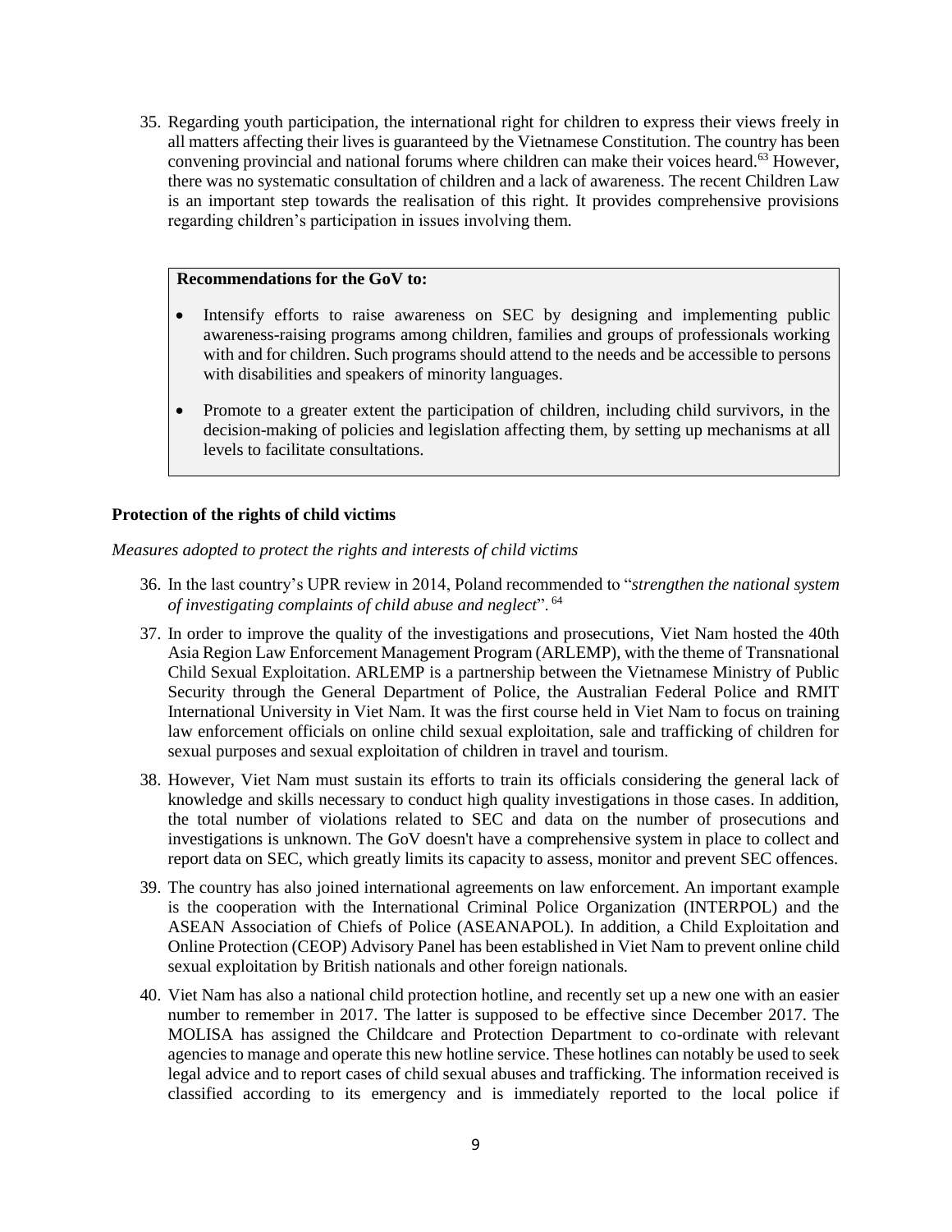35. Regarding youth participation, the international right for children to express their views freely in all matters affecting their lives is guaranteed by the Vietnamese Constitution. The country has been convening provincial and national forums where children can make their voices heard.[63] However, there was no systematic consultation of children and a lack of awareness. The recent Children Law is an important step towards the realisation of this right. It provides comprehensive provisions regarding children's participation in issues involving them.

> **Recommendations for the GoV to:**
>
> - Intensify efforts to raise awareness on SEC by designing and implementing public awareness-raising programs among children, families and groups of professionals working with and for children. Such programs should attend to the needs and be accessible to persons with disabilities and speakers of minority languages.
> - Promote to a greater extent the participation of children, including child survivors, in the decision-making of policies and legislation affecting them, by setting up mechanisms at all levels to facilitate consultations.

**Protection of the rights of child victims**

*Measures adopted to protect the rights and interests of child victims*

36. In the last country's UPR review in 2014, Poland recommended to "*strengthen the national system of investigating complaints of child abuse and neglect*". [64]

37. In order to improve the quality of the investigations and prosecutions, Viet Nam hosted the 40th Asia Region Law Enforcement Management Program (ARLEMP), with the theme of Transnational Child Sexual Exploitation. ARLEMP is a partnership between the Vietnamese Ministry of Public Security through the General Department of Police, the Australian Federal Police and RMIT International University in Viet Nam. It was the first course held in Viet Nam to focus on training law enforcement officials on online child sexual exploitation, sale and trafficking of children for sexual purposes and sexual exploitation of children in travel and tourism.

38. However, Viet Nam must sustain its efforts to train its officials considering the general lack of knowledge and skills necessary to conduct high quality investigations in those cases. In addition, the total number of violations related to SEC and data on the number of prosecutions and investigations is unknown. The GoV doesn't have a comprehensive system in place to collect and report data on SEC, which greatly limits its capacity to assess, monitor and prevent SEC offences.

39. The country has also joined international agreements on law enforcement. An important example is the cooperation with the International Criminal Police Organization (INTERPOL) and the ASEAN Association of Chiefs of Police (ASEANAPOL). In addition, a Child Exploitation and Online Protection (CEOP) Advisory Panel has been established in Viet Nam to prevent online child sexual exploitation by British nationals and other foreign nationals.

40. Viet Nam has also a national child protection hotline, and recently set up a new one with an easier number to remember in 2017. The latter is supposed to be effective since December 2017. The MOLISA has assigned the Childcare and Protection Department to co-ordinate with relevant agencies to manage and operate this new hotline service. These hotlines can notably be used to seek legal advice and to report cases of child sexual abuses and trafficking. The information received is classified according to its emergency and is immediately reported to the local police if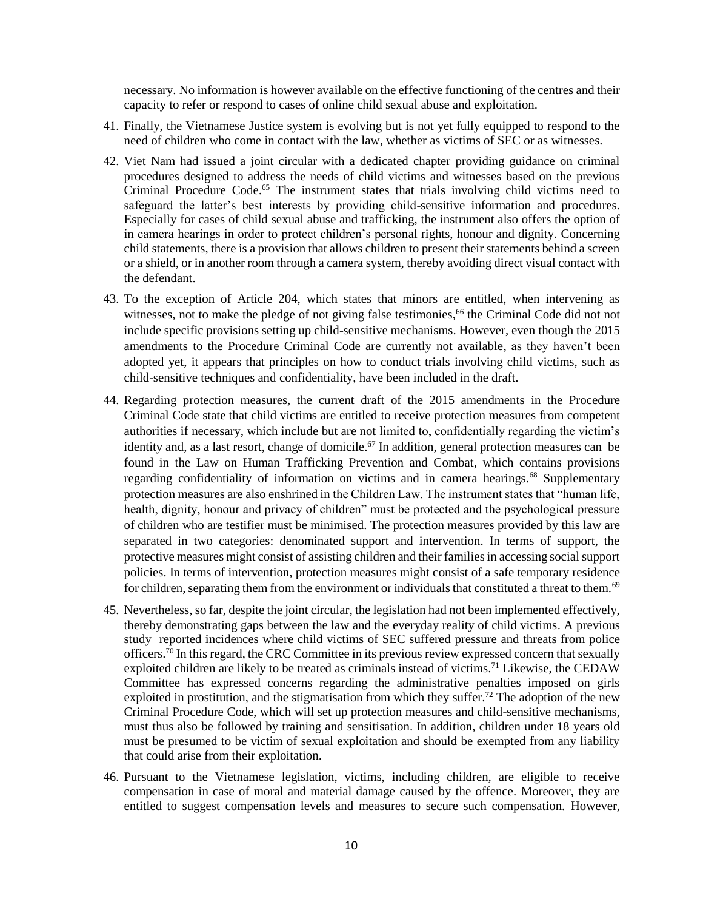necessary. No information is however available on the effective functioning of the centres and their capacity to refer or respond to cases of online child sexual abuse and exploitation.

41. Finally, the Vietnamese Justice system is evolving but is not yet fully equipped to respond to the need of children who come in contact with the law, whether as victims of SEC or as witnesses.

42. Viet Nam had issued a joint circular with a dedicated chapter providing guidance on criminal procedures designed to address the needs of child victims and witnesses based on the previous Criminal Procedure Code.[65] The instrument states that trials involving child victims need to safeguard the latter's best interests by providing child-sensitive information and procedures. Especially for cases of child sexual abuse and trafficking, the instrument also offers the option of in camera hearings in order to protect children's personal rights, honour and dignity. Concerning child statements, there is a provision that allows children to present their statements behind a screen or a shield, or in another room through a camera system, thereby avoiding direct visual contact with the defendant.

43. To the exception of Article 204, which states that minors are entitled, when intervening as witnesses, not to make the pledge of not giving false testimonies,[66] the Criminal Code did not not include specific provisions setting up child-sensitive mechanisms. However, even though the 2015 amendments to the Procedure Criminal Code are currently not available, as they haven't been adopted yet, it appears that principles on how to conduct trials involving child victims, such as child-sensitive techniques and confidentiality, have been included in the draft.

44. Regarding protection measures, the current draft of the 2015 amendments in the Procedure Criminal Code state that child victims are entitled to receive protection measures from competent authorities if necessary, which include but are not limited to, confidentially regarding the victim's identity and, as a last resort, change of domicile.[67] In addition, general protection measures can be found in the Law on Human Trafficking Prevention and Combat, which contains provisions regarding confidentiality of information on victims and in camera hearings.[68] Supplementary protection measures are also enshrined in the Children Law. The instrument states that "human life, health, dignity, honour and privacy of children" must be protected and the psychological pressure of children who are testifier must be minimised. The protection measures provided by this law are separated in two categories: denominated support and intervention. In terms of support, the protective measures might consist of assisting children and their families in accessing social support policies. In terms of intervention, protection measures might consist of a safe temporary residence for children, separating them from the environment or individuals that constituted a threat to them.[69]

45. Nevertheless, so far, despite the joint circular, the legislation had not been implemented effectively, thereby demonstrating gaps between the law and the everyday reality of child victims. A previous study reported incidences where child victims of SEC suffered pressure and threats from police officers.[70] In this regard, the CRC Committee in its previous review expressed concern that sexually exploited children are likely to be treated as criminals instead of victims.[71] Likewise, the CEDAW Committee has expressed concerns regarding the administrative penalties imposed on girls exploited in prostitution, and the stigmatisation from which they suffer.[72] The adoption of the new Criminal Procedure Code, which will set up protection measures and child-sensitive mechanisms, must thus also be followed by training and sensitisation. In addition, children under 18 years old must be presumed to be victim of sexual exploitation and should be exempted from any liability that could arise from their exploitation.

46. Pursuant to the Vietnamese legislation, victims, including children, are eligible to receive compensation in case of moral and material damage caused by the offence. Moreover, they are entitled to suggest compensation levels and measures to secure such compensation. However,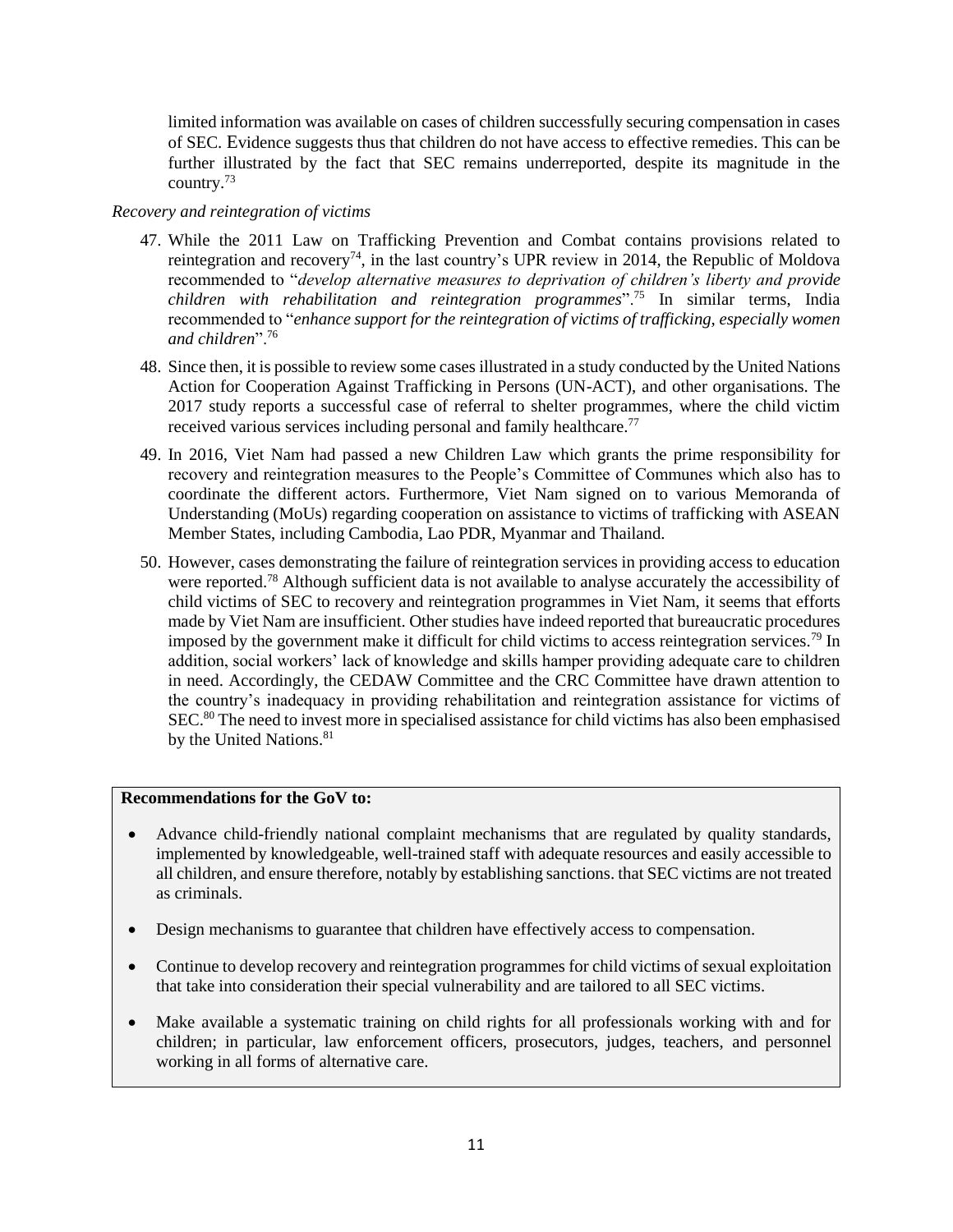limited information was available on cases of children successfully securing compensation in cases of SEC. Evidence suggests thus that children do not have access to effective remedies. This can be further illustrated by the fact that SEC remains underreported, despite its magnitude in the country.[73]

*Recovery and reintegration of victims*

47. While the 2011 Law on Trafficking Prevention and Combat contains provisions related to reintegration and recovery[74], in the last country's UPR review in 2014, the Republic of Moldova recommended to "*develop alternative measures to deprivation of children's liberty and provide children with rehabilitation and reintegration programmes*".[75] In similar terms, India recommended to "*enhance support for the reintegration of victims of trafficking, especially women and children*".[76]

48. Since then, it is possible to review some cases illustrated in a study conducted by the United Nations Action for Cooperation Against Trafficking in Persons (UN-ACT), and other organisations. The 2017 study reports a successful case of referral to shelter programmes, where the child victim received various services including personal and family healthcare.[77]

49. In 2016, Viet Nam had passed a new Children Law which grants the prime responsibility for recovery and reintegration measures to the People's Committee of Communes which also has to coordinate the different actors. Furthermore, Viet Nam signed on to various Memoranda of Understanding (MoUs) regarding cooperation on assistance to victims of trafficking with ASEAN Member States, including Cambodia, Lao PDR, Myanmar and Thailand.

50. However, cases demonstrating the failure of reintegration services in providing access to education were reported.[78] Although sufficient data is not available to analyse accurately the accessibility of child victims of SEC to recovery and reintegration programmes in Viet Nam, it seems that efforts made by Viet Nam are insufficient. Other studies have indeed reported that bureaucratic procedures imposed by the government make it difficult for child victims to access reintegration services.[79] In addition, social workers' lack of knowledge and skills hamper providing adequate care to children in need. Accordingly, the CEDAW Committee and the CRC Committee have drawn attention to the country's inadequacy in providing rehabilitation and reintegration assistance for victims of SEC.[80] The need to invest more in specialised assistance for child victims has also been emphasised by the United Nations.[81]

**Recommendations for the GoV to:**

- Advance child-friendly national complaint mechanisms that are regulated by quality standards, implemented by knowledgeable, well-trained staff with adequate resources and easily accessible to all children, and ensure therefore, notably by establishing sanctions. that SEC victims are not treated as criminals.

- Design mechanisms to guarantee that children have effectively access to compensation.

- Continue to develop recovery and reintegration programmes for child victims of sexual exploitation that take into consideration their special vulnerability and are tailored to all SEC victims.

- Make available a systematic training on child rights for all professionals working with and for children; in particular, law enforcement officers, prosecutors, judges, teachers, and personnel working in all forms of alternative care.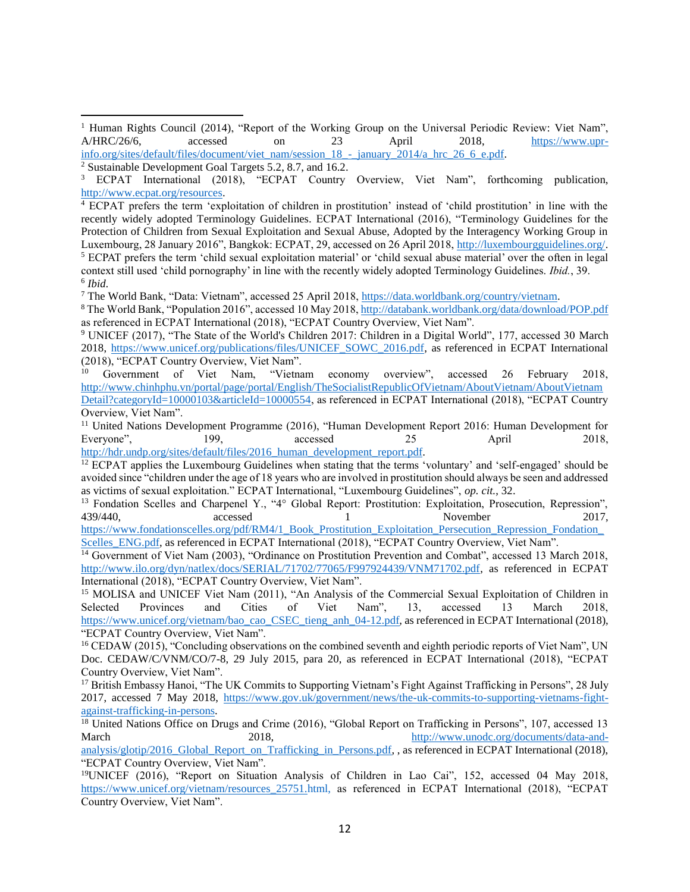[1] Human Rights Council (2014), "Report of the Working Group on the Universal Periodic Review: Viet Nam", A/HRC/26/6, accessed on 23 April 2018, https://www.upr-info.org/sites/default/files/document/viet_nam/session_18_-_january_2014/a_hrc_26_6_e.pdf.

[2] Sustainable Development Goal Targets 5.2, 8.7, and 16.2.

[3] ECPAT International (2018), "ECPAT Country Overview, Viet Nam", forthcoming publication, http://www.ecpat.org/resources.

[4] ECPAT prefers the term 'exploitation of children in prostitution' instead of 'child prostitution' in line with the recently widely adopted Terminology Guidelines. ECPAT International (2016), "Terminology Guidelines for the Protection of Children from Sexual Exploitation and Sexual Abuse, Adopted by the Interagency Working Group in Luxembourg, 28 January 2016", Bangkok: ECPAT, 29, accessed on 26 April 2018, http://luxembourgguidelines.org/.

[5] ECPAT prefers the term 'child sexual exploitation material' or 'child sexual abuse material' over the often in legal context still used 'child pornography' in line with the recently widely adopted Terminology Guidelines. *Ibid.*, 39.

[6] *Ibid.*

[7] The World Bank, "Data: Vietnam", accessed 25 April 2018, https://data.worldbank.org/country/vietnam.

[8] The World Bank, "Population 2016", accessed 10 May 2018, http://databank.worldbank.org/data/download/POP.pdf as referenced in ECPAT International (2018), "ECPAT Country Overview, Viet Nam".

[9] UNICEF (2017), "The State of the World's Children 2017: Children in a Digital World", 177, accessed 30 March 2018, https://www.unicef.org/publications/files/UNICEF_SOWC_2016.pdf, as referenced in ECPAT International (2018), "ECPAT Country Overview, Viet Nam".

[10] Government of Viet Nam, "Vietnam economy overview", accessed 26 February 2018, http://www.chinhphu.vn/portal/page/portal/English/TheSocialistRepublicOfVietnam/AboutVietnam/AboutVietnamDetail?categoryId=10000103&articleId=10000554, as referenced in ECPAT International (2018), "ECPAT Country Overview, Viet Nam".

[11] United Nations Development Programme (2016), "Human Development Report 2016: Human Development for Everyone", 199, accessed 25 April 2018, http://hdr.undp.org/sites/default/files/2016_human_development_report.pdf.

[12] ECPAT applies the Luxembourg Guidelines when stating that the terms 'voluntary' and 'self-engaged' should be avoided since "children under the age of 18 years who are involved in prostitution should always be seen and addressed as victims of sexual exploitation." ECPAT International, "Luxembourg Guidelines", *op. cit.*, 32.

[13] Fondation Scelles and Charpenel Y., "4° Global Report: Prostitution: Exploitation, Prosecution, Repression", 439/440, accessed 1 November 2017, https://www.fondationscelles.org/pdf/RM4/1_Book_Prostitution_Exploitation_Persecution_Repression_Fondation_Scelles_ENG.pdf, as referenced in ECPAT International (2018), "ECPAT Country Overview, Viet Nam".

[14] Government of Viet Nam (2003), "Ordinance on Prostitution Prevention and Combat", accessed 13 March 2018, http://www.ilo.org/dyn/natlex/docs/SERIAL/71702/77065/F997924439/VNM71702.pdf, as referenced in ECPAT International (2018), "ECPAT Country Overview, Viet Nam".

[15] MOLISA and UNICEF Viet Nam (2011), "An Analysis of the Commercial Sexual Exploitation of Children in Selected Provinces and Cities of Viet Nam", 13, accessed 13 March 2018, https://www.unicef.org/vietnam/bao_cao_CSEC_tieng_anh_04-12.pdf, as referenced in ECPAT International (2018), "ECPAT Country Overview, Viet Nam".

[16] CEDAW (2015), "Concluding observations on the combined seventh and eighth periodic reports of Viet Nam", UN Doc. CEDAW/C/VNM/CO/7-8, 29 July 2015, para 20, as referenced in ECPAT International (2018), "ECPAT Country Overview, Viet Nam".

[17] British Embassy Hanoi, "The UK Commits to Supporting Vietnam's Fight Against Trafficking in Persons", 28 July 2017, accessed 7 May 2018, https://www.gov.uk/government/news/the-uk-commits-to-supporting-vietnams-fight-against-trafficking-in-persons.

[18] United Nations Office on Drugs and Crime (2016), "Global Report on Trafficking in Persons", 107, accessed 13 March 2018, http://www.unodc.org/documents/data-and-analysis/glotip/2016_Global_Report_on_Trafficking_in_Persons.pdf, , as referenced in ECPAT International (2018), "ECPAT Country Overview, Viet Nam".

[19] UNICEF (2016), "Report on Situation Analysis of Children in Lao Cai", 152, accessed 04 May 2018, https://www.unicef.org/vietnam/resources_25751.html, as referenced in ECPAT International (2018), "ECPAT Country Overview, Viet Nam".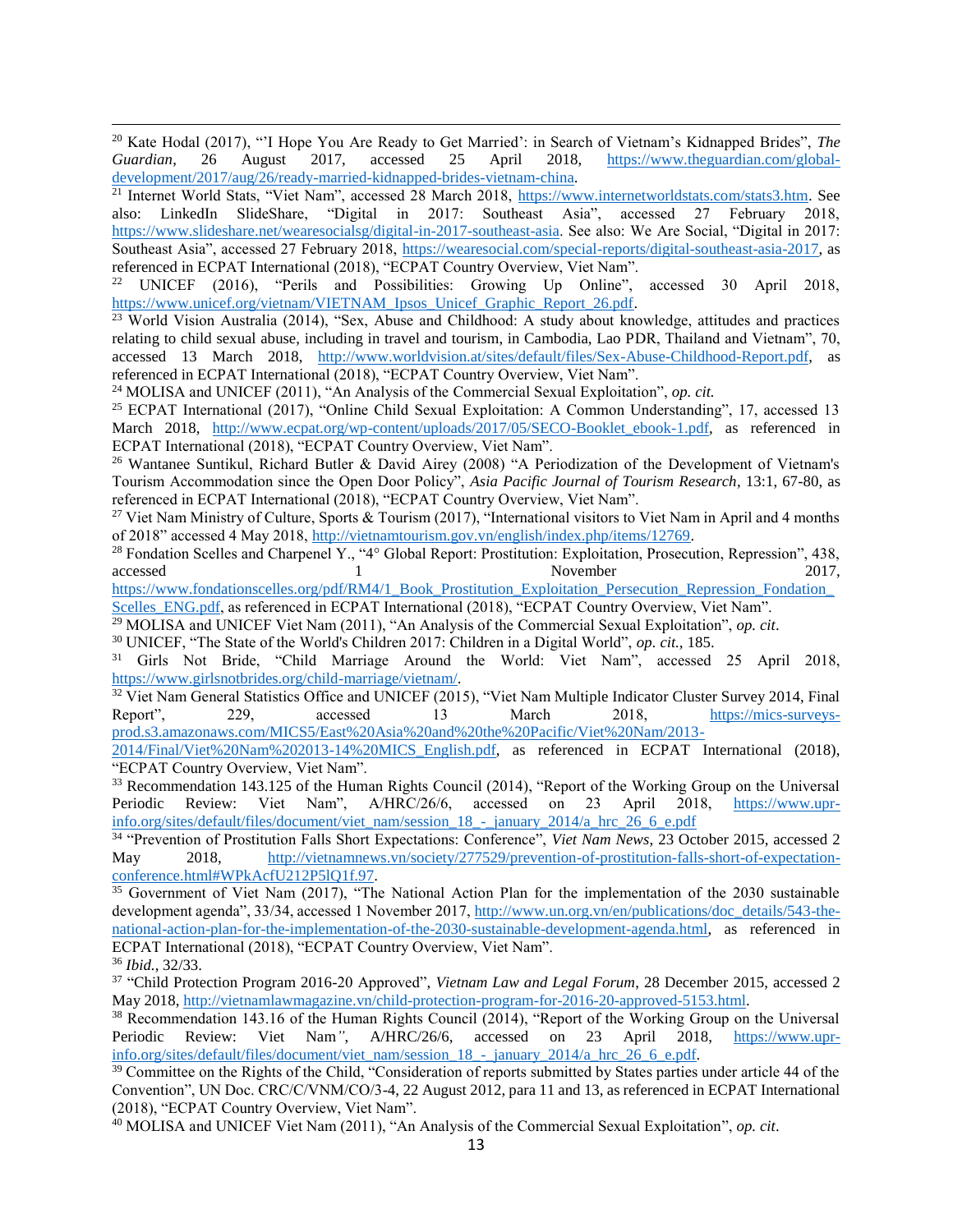[20] Kate Hodal (2017), "'I Hope You Are Ready to Get Married': in Search of Vietnam's Kidnapped Brides", *The Guardian*, 26 August 2017, accessed 25 April 2018, https://www.theguardian.com/global-development/2017/aug/26/ready-married-kidnapped-brides-vietnam-china.

[21] Internet World Stats, "Viet Nam", accessed 28 March 2018, https://www.internetworldstats.com/stats3.htm. See also: LinkedIn SlideShare, "Digital in 2017: Southeast Asia", accessed 27 February 2018, https://www.slideshare.net/wearesocialsg/digital-in-2017-southeast-asia. See also: We Are Social, "Digital in 2017: Southeast Asia", accessed 27 February 2018, https://wearesocial.com/special-reports/digital-southeast-asia-2017, as referenced in ECPAT International (2018), "ECPAT Country Overview, Viet Nam".

[22] UNICEF (2016), "Perils and Possibilities: Growing Up Online", accessed 30 April 2018, https://www.unicef.org/vietnam/VIETNAM_Ipsos_Unicef_Graphic_Report_26.pdf.

[23] World Vision Australia (2014), "Sex, Abuse and Childhood: A study about knowledge, attitudes and practices relating to child sexual abuse, including in travel and tourism, in Cambodia, Lao PDR, Thailand and Vietnam", 70, accessed 13 March 2018, http://www.worldvision.at/sites/default/files/Sex-Abuse-Childhood-Report.pdf, as referenced in ECPAT International (2018), "ECPAT Country Overview, Viet Nam".

[24] MOLISA and UNICEF (2011), "An Analysis of the Commercial Sexual Exploitation", *op. cit.*

[25] ECPAT International (2017), "Online Child Sexual Exploitation: A Common Understanding", 17, accessed 13 March 2018, http://www.ecpat.org/wp-content/uploads/2017/05/SECO-Booklet_ebook-1.pdf, as referenced in ECPAT International (2018), "ECPAT Country Overview, Viet Nam".

[26] Wantanee Suntikul, Richard Butler & David Airey (2008) "A Periodization of the Development of Vietnam's Tourism Accommodation since the Open Door Policy", *Asia Pacific Journal of Tourism Research*, 13:1, 67-80, as referenced in ECPAT International (2018), "ECPAT Country Overview, Viet Nam".

[27] Viet Nam Ministry of Culture, Sports & Tourism (2017), "International visitors to Viet Nam in April and 4 months of 2018" accessed 4 May 2018, http://vietnamtourism.gov.vn/english/index.php/items/12769.

[28] Fondation Scelles and Charpenel Y., "4° Global Report: Prostitution: Exploitation, Prosecution, Repression", 438, accessed 1 November 2017, https://www.fondationscelles.org/pdf/RM4/1_Book_Prostitution_Exploitation_Persecution_Repression_Fondation_Scelles_ENG.pdf, as referenced in ECPAT International (2018), "ECPAT Country Overview, Viet Nam".

[29] MOLISA and UNICEF Viet Nam (2011), "An Analysis of the Commercial Sexual Exploitation", *op. cit*.

[30] UNICEF, "The State of the World's Children 2017: Children in a Digital World", *op. cit.,* 185.

[31] Girls Not Bride, "Child Marriage Around the World: Viet Nam", accessed 25 April 2018, https://www.girlsnotbrides.org/child-marriage/vietnam/.

[32] Viet Nam General Statistics Office and UNICEF (2015), "Viet Nam Multiple Indicator Cluster Survey 2014, Final Report", 229, accessed 13 March 2018, https://mics-surveys-prod.s3.amazonaws.com/MICS5/East%20Asia%20and%20the%20Pacific/Viet%20Nam/2013-2014/Final/Viet%20Nam%202013-14%20MICS_English.pdf, as referenced in ECPAT International (2018), "ECPAT Country Overview, Viet Nam".

[33] Recommendation 143.125 of the Human Rights Council (2014), "Report of the Working Group on the Universal Periodic Review: Viet Nam", A/HRC/26/6, accessed on 23 April 2018, https://www.upr-info.org/sites/default/files/document/viet_nam/session_18_-_january_2014/a_hrc_26_6_e.pdf

[34] "Prevention of Prostitution Falls Short Expectations: Conference", *Viet Nam News*, 23 October 2015, accessed 2 May 2018, http://vietnamnews.vn/society/277529/prevention-of-prostitution-falls-short-of-expectation-conference.html#WPkAcfU212P5lQ1f.97.

[35] Government of Viet Nam (2017), "The National Action Plan for the implementation of the 2030 sustainable development agenda", 33/34, accessed 1 November 2017, http://www.un.org.vn/en/publications/doc_details/543-the-national-action-plan-for-the-implementation-of-the-2030-sustainable-development-agenda.html, as referenced in ECPAT International (2018), "ECPAT Country Overview, Viet Nam".

[36] *Ibid.*, 32/33.

[37] "Child Protection Program 2016-20 Approved", *Vietnam Law and Legal Forum*, 28 December 2015, accessed 2 May 2018, http://vietnamlawmagazine.vn/child-protection-program-for-2016-20-approved-5153.html.

[38] Recommendation 143.16 of the Human Rights Council (2014), "Report of the Working Group on the Universal Periodic Review: Viet Nam*"*, A/HRC/26/6, accessed on 23 April 2018, https://www.upr-info.org/sites/default/files/document/viet_nam/session_18_-_january_2014/a_hrc_26_6_e.pdf.

[39] Committee on the Rights of the Child, "Consideration of reports submitted by States parties under article 44 of the Convention", UN Doc. CRC/C/VNM/CO/3-4, 22 August 2012, para 11 and 13, as referenced in ECPAT International (2018), "ECPAT Country Overview, Viet Nam".

[40] MOLISA and UNICEF Viet Nam (2011), "An Analysis of the Commercial Sexual Exploitation", *op. cit*.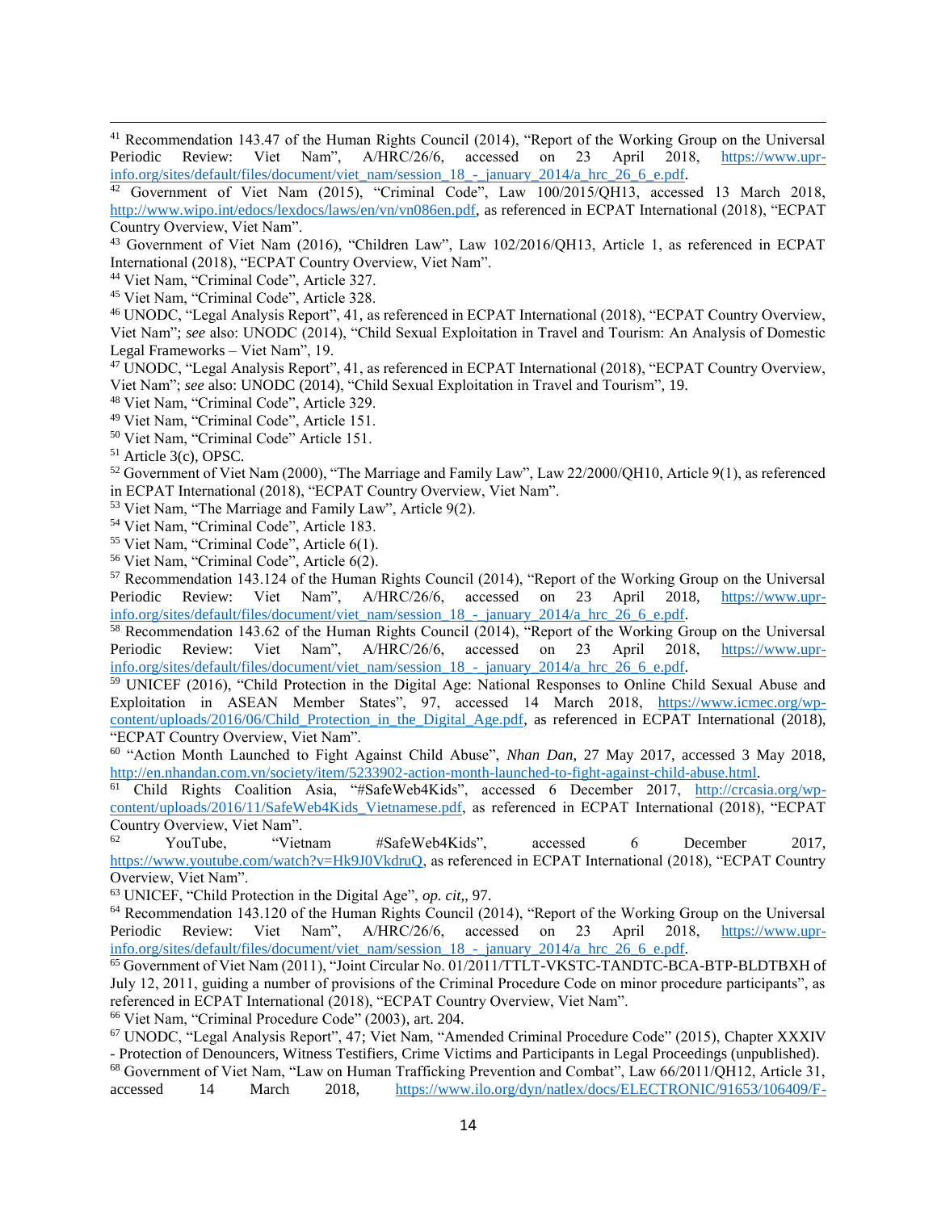[41] Recommendation 143.47 of the Human Rights Council (2014), "Report of the Working Group on the Universal Periodic Review: Viet Nam", A/HRC/26/6, accessed on 23 April 2018, https://www.upr-info.org/sites/default/files/document/viet_nam/session_18_-_january_2014/a_hrc_26_6_e.pdf.

[42] Government of Viet Nam (2015), "Criminal Code", Law 100/2015/QH13, accessed 13 March 2018, http://www.wipo.int/edocs/lexdocs/laws/en/vn/vn086en.pdf, as referenced in ECPAT International (2018), "ECPAT Country Overview, Viet Nam".

[43] Government of Viet Nam (2016), "Children Law", Law 102/2016/QH13, Article 1, as referenced in ECPAT International (2018), "ECPAT Country Overview, Viet Nam".

[44] Viet Nam, "Criminal Code", Article 327.

[45] Viet Nam, "Criminal Code", Article 328.

[46] UNODC, "Legal Analysis Report", 41, as referenced in ECPAT International (2018), "ECPAT Country Overview, Viet Nam"; *see* also: UNODC (2014), "Child Sexual Exploitation in Travel and Tourism: An Analysis of Domestic Legal Frameworks – Viet Nam", 19.

[47] UNODC, "Legal Analysis Report", 41, as referenced in ECPAT International (2018), "ECPAT Country Overview, Viet Nam"; *see* also: UNODC (2014), "Child Sexual Exploitation in Travel and Tourism", 19.

[48] Viet Nam, "Criminal Code", Article 329.

[49] Viet Nam, "Criminal Code", Article 151.

[50] Viet Nam, "Criminal Code" Article 151.

[51] Article 3(c), OPSC.

[52] Government of Viet Nam (2000), "The Marriage and Family Law", Law 22/2000/QH10, Article 9(1), as referenced in ECPAT International (2018), "ECPAT Country Overview, Viet Nam".

[53] Viet Nam, "The Marriage and Family Law", Article 9(2).

[54] Viet Nam, "Criminal Code", Article 183.

[55] Viet Nam, "Criminal Code", Article 6(1).

[56] Viet Nam, "Criminal Code", Article 6(2).

[57] Recommendation 143.124 of the Human Rights Council (2014), "Report of the Working Group on the Universal Periodic Review: Viet Nam", A/HRC/26/6, accessed on 23 April 2018, https://www.upr-info.org/sites/default/files/document/viet_nam/session_18_-_january_2014/a_hrc_26_6_e.pdf.

[58] Recommendation 143.62 of the Human Rights Council (2014), "Report of the Working Group on the Universal Periodic Review: Viet Nam", A/HRC/26/6, accessed on 23 April 2018, https://www.upr-info.org/sites/default/files/document/viet_nam/session_18_-_january_2014/a_hrc_26_6_e.pdf.

[59] UNICEF (2016), "Child Protection in the Digital Age: National Responses to Online Child Sexual Abuse and Exploitation in ASEAN Member States", 97, accessed 14 March 2018, https://www.icmec.org/wp-content/uploads/2016/06/Child_Protection_in_the_Digital_Age.pdf, as referenced in ECPAT International (2018), "ECPAT Country Overview, Viet Nam".

[60] "Action Month Launched to Fight Against Child Abuse", *Nhan Dan*, 27 May 2017, accessed 3 May 2018, http://en.nhandan.com.vn/society/item/5233902-action-month-launched-to-fight-against-child-abuse.html.

[61] Child Rights Coalition Asia, "#SafeWeb4Kids", accessed 6 December 2017, http://crcasia.org/wp-content/uploads/2016/11/SafeWeb4Kids_Vietnamese.pdf, as referenced in ECPAT International (2018), "ECPAT Country Overview, Viet Nam".

[62] YouTube, "Vietnam #SafeWeb4Kids", accessed 6 December 2017, https://www.youtube.com/watch?v=Hk9J0VkdruQ, as referenced in ECPAT International (2018), "ECPAT Country Overview, Viet Nam".

[63] UNICEF, "Child Protection in the Digital Age", *op. cit*,, 97.

[64] Recommendation 143.120 of the Human Rights Council (2014), "Report of the Working Group on the Universal Periodic Review: Viet Nam", A/HRC/26/6, accessed on 23 April 2018, https://www.upr-info.org/sites/default/files/document/viet_nam/session_18_-_january_2014/a_hrc_26_6_e.pdf.

[65] Government of Viet Nam (2011), "Joint Circular No. 01/2011/TTLT-VKSTC-TANDTC-BCA-BTP-BLDTBXH of July 12, 2011, guiding a number of provisions of the Criminal Procedure Code on minor procedure participants", as referenced in ECPAT International (2018), "ECPAT Country Overview, Viet Nam".

[66] Viet Nam, "Criminal Procedure Code" (2003), art. 204.

[67] UNODC, "Legal Analysis Report", 47; Viet Nam, "Amended Criminal Procedure Code" (2015), Chapter XXXIV - Protection of Denouncers, Witness Testifiers, Crime Victims and Participants in Legal Proceedings (unpublished).

[68] Government of Viet Nam, "Law on Human Trafficking Prevention and Combat", Law 66/2011/QH12, Article 31, accessed 14 March 2018, https://www.ilo.org/dyn/natlex/docs/ELECTRONIC/91653/106409/F-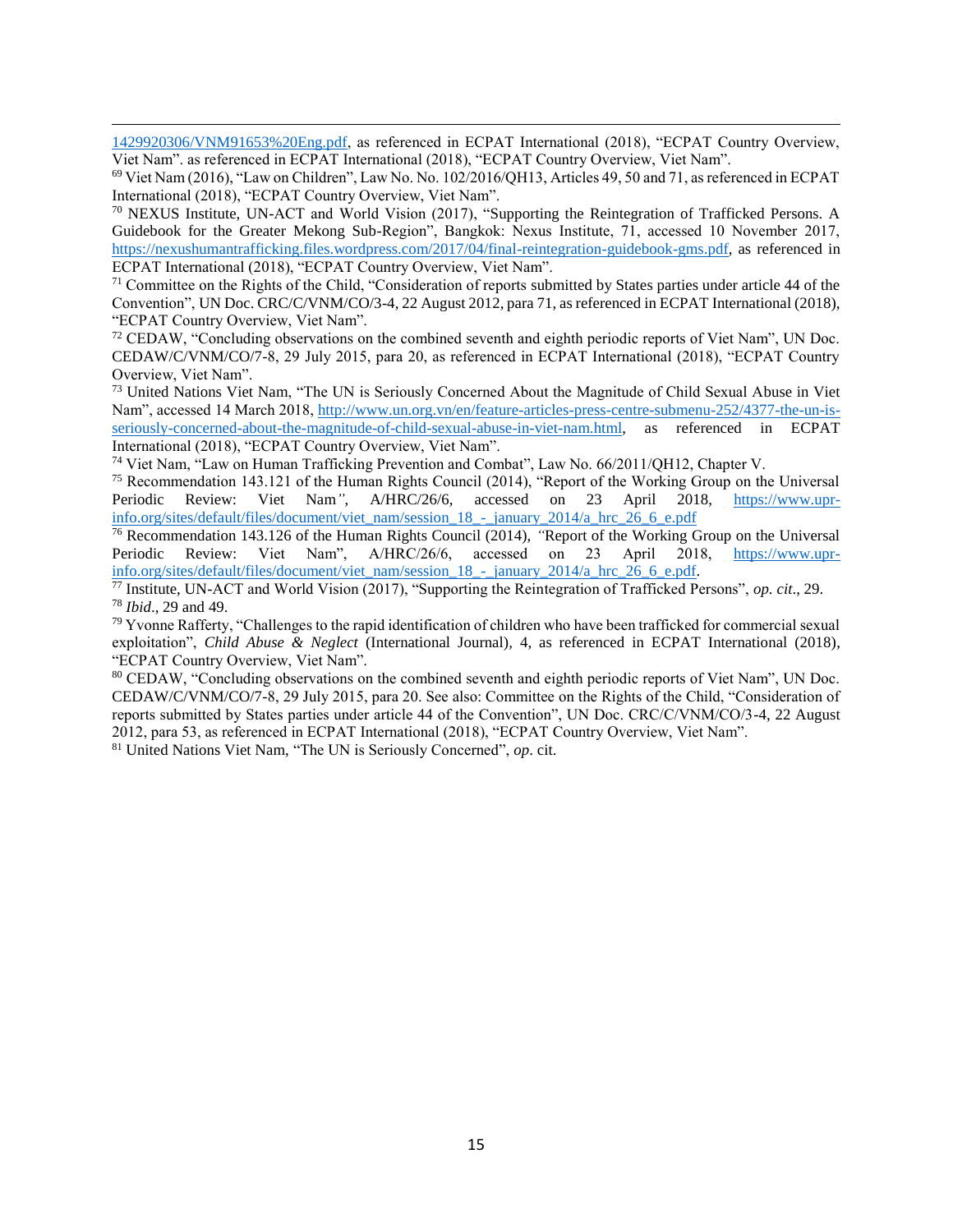1429920306/VNM91653%20Eng.pdf, as referenced in ECPAT International (2018), "ECPAT Country Overview, Viet Nam". as referenced in ECPAT International (2018), "ECPAT Country Overview, Viet Nam".

[69] Viet Nam (2016), "Law on Children", Law No. No. 102/2016/QH13, Articles 49, 50 and 71, as referenced in ECPAT International (2018), "ECPAT Country Overview, Viet Nam".

[70] NEXUS Institute, UN-ACT and World Vision (2017), "Supporting the Reintegration of Trafficked Persons. A Guidebook for the Greater Mekong Sub-Region", Bangkok: Nexus Institute, 71, accessed 10 November 2017, https://nexushumantrafficking.files.wordpress.com/2017/04/final-reintegration-guidebook-gms.pdf, as referenced in ECPAT International (2018), "ECPAT Country Overview, Viet Nam".

[71] Committee on the Rights of the Child, "Consideration of reports submitted by States parties under article 44 of the Convention", UN Doc. CRC/C/VNM/CO/3-4, 22 August 2012, para 71, as referenced in ECPAT International (2018), "ECPAT Country Overview, Viet Nam".

[72] CEDAW, "Concluding observations on the combined seventh and eighth periodic reports of Viet Nam", UN Doc. CEDAW/C/VNM/CO/7-8, 29 July 2015, para 20, as referenced in ECPAT International (2018), "ECPAT Country Overview, Viet Nam".

[73] United Nations Viet Nam, "The UN is Seriously Concerned About the Magnitude of Child Sexual Abuse in Viet Nam", accessed 14 March 2018, http://www.un.org.vn/en/feature-articles-press-centre-submenu-252/4377-the-un-is-seriously-concerned-about-the-magnitude-of-child-sexual-abuse-in-viet-nam.html, as referenced in ECPAT International (2018), "ECPAT Country Overview, Viet Nam".

[74] Viet Nam, "Law on Human Trafficking Prevention and Combat", Law No. 66/2011/QH12, Chapter V.

[75] Recommendation 143.121 of the Human Rights Council (2014), "Report of the Working Group on the Universal Periodic Review: Viet Nam", A/HRC/26/6, accessed on 23 April 2018, https://www.upr-info.org/sites/default/files/document/viet_nam/session_18_-_january_2014/a_hrc_26_6_e.pdf

[76] Recommendation 143.126 of the Human Rights Council (2014), "Report of the Working Group on the Universal Periodic Review: Viet Nam", A/HRC/26/6, accessed on 23 April 2018, https://www.upr-info.org/sites/default/files/document/viet_nam/session_18_-_january_2014/a_hrc_26_6_e.pdf.

[77] Institute, UN-ACT and World Vision (2017), "Supporting the Reintegration of Trafficked Persons", *op. cit*., 29.

[78] *Ibid*., 29 and 49.

[79] Yvonne Rafferty, "Challenges to the rapid identification of children who have been trafficked for commercial sexual exploitation", *Child Abuse & Neglect* (International Journal), 4, as referenced in ECPAT International (2018), "ECPAT Country Overview, Viet Nam".

[80] CEDAW, "Concluding observations on the combined seventh and eighth periodic reports of Viet Nam", UN Doc. CEDAW/C/VNM/CO/7-8, 29 July 2015, para 20. See also: Committee on the Rights of the Child, "Consideration of reports submitted by States parties under article 44 of the Convention", UN Doc. CRC/C/VNM/CO/3-4, 22 August 2012, para 53, as referenced in ECPAT International (2018), "ECPAT Country Overview, Viet Nam".

[81] United Nations Viet Nam, "The UN is Seriously Concerned", *op.* cit.